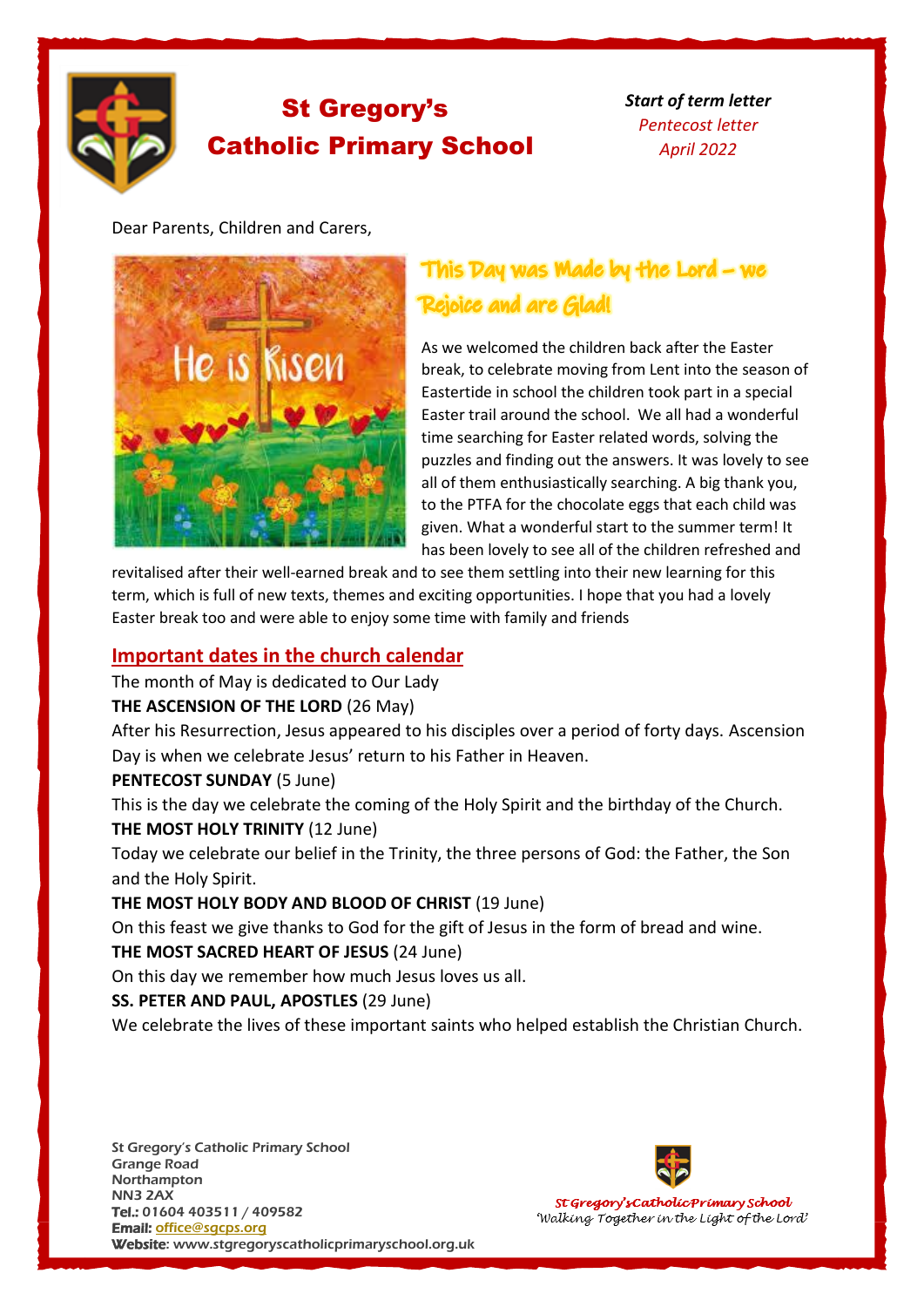# St Gregory's Catholic Primary School

***Start of term letter***
*Pentecost letter*
*April 2022*

Dear Parents, Children and Carers,

## This Day was Made by the Lord – we Rejoice and are Glad!

As we welcomed the children back after the Easter break, to celebrate moving from Lent into the season of Eastertide in school the children took part in a special Easter trail around the school. We all had a wonderful time searching for Easter related words, solving the puzzles and finding out the answers. It was lovely to see all of them enthusiastically searching. A big thank you, to the PTFA for the chocolate eggs that each child was given. What a wonderful start to the summer term! It has been lovely to see all of the children refreshed and revitalised after their well-earned break and to see them settling into their new learning for this term, which is full of new texts, themes and exciting opportunities. I hope that you had a lovely Easter break too and were able to enjoy some time with family and friends

## Important dates in the church calendar

The month of May is dedicated to Our Lady

**THE ASCENSION OF THE LORD** (26 May)

After his Resurrection, Jesus appeared to his disciples over a period of forty days. Ascension Day is when we celebrate Jesus' return to his Father in Heaven.

**PENTECOST SUNDAY** (5 June)

This is the day we celebrate the coming of the Holy Spirit and the birthday of the Church.

**THE MOST HOLY TRINITY** (12 June)

Today we celebrate our belief in the Trinity, the three persons of God: the Father, the Son and the Holy Spirit.

**THE MOST HOLY BODY AND BLOOD OF CHRIST** (19 June)

On this feast we give thanks to God for the gift of Jesus in the form of bread and wine.

**THE MOST SACRED HEART OF JESUS** (24 June)

On this day we remember how much Jesus loves us all.

**SS. PETER AND PAUL, APOSTLES** (29 June)

We celebrate the lives of these important saints who helped establish the Christian Church.

St Gregory's Catholic Primary School
Grange Road
Northampton
NN3 2AX
**Tel.:** 01604 403511 / 409582
**Email:** office@sgcps.org
**Website**: www.stgregoryscatholicprimaryschool.org.uk

*St Gregory's Catholic Primary School*
*'Walking Together in the Light of the Lord'*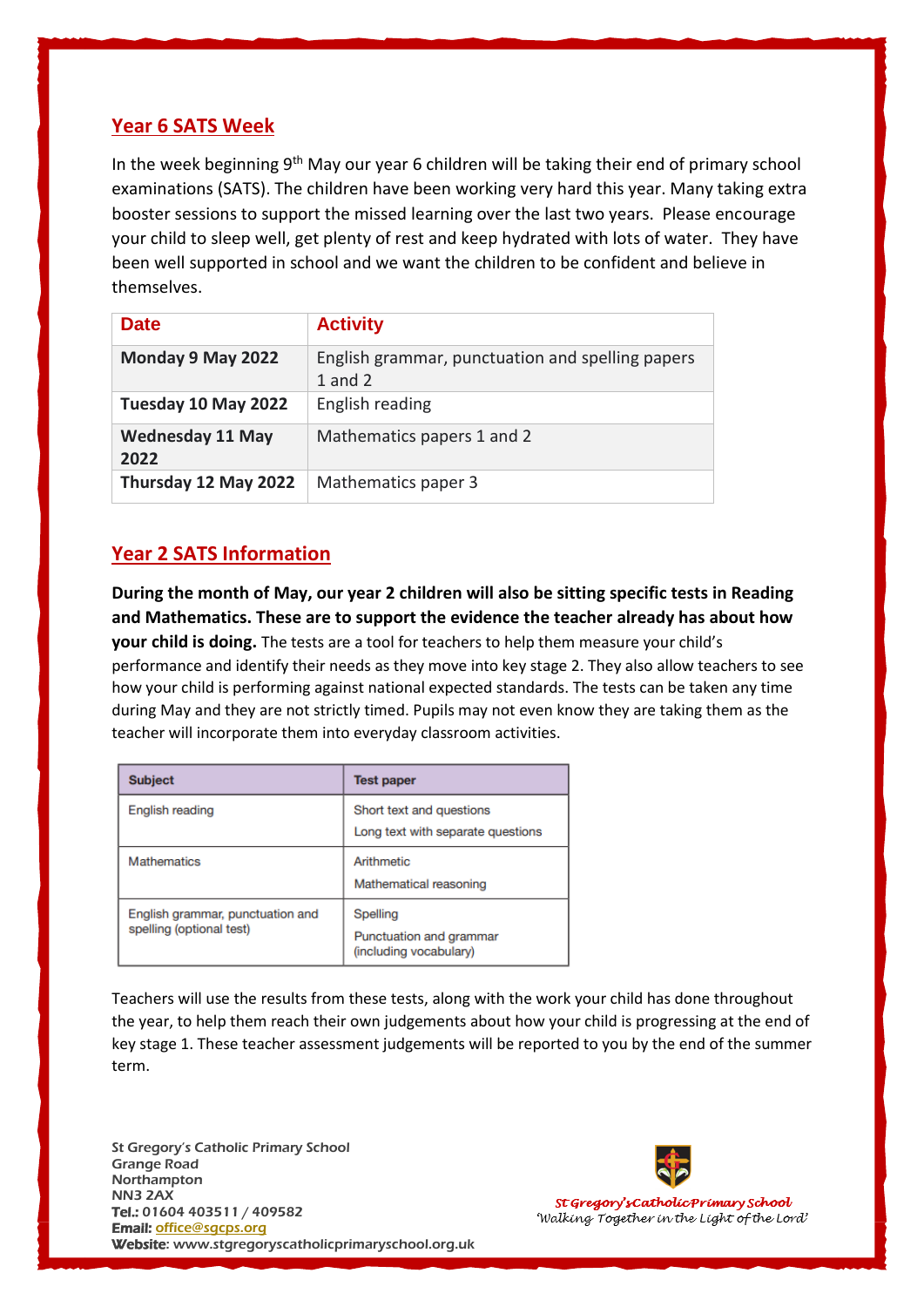## Year 6 SATS Week

In the week beginning 9th May our year 6 children will be taking their end of primary school examinations (SATS). The children have been working very hard this year. Many taking extra booster sessions to support the missed learning over the last two years. Please encourage your child to sleep well, get plenty of rest and keep hydrated with lots of water. They have been well supported in school and we want the children to be confident and believe in themselves.

| Date | Activity |
|---|---|
| **Monday 9 May 2022** | English grammar, punctuation and spelling papers 1 and 2 |
| **Tuesday 10 May 2022** | English reading |
| **Wednesday 11 May 2022** | Mathematics papers 1 and 2 |
| **Thursday 12 May 2022** | Mathematics paper 3 |

## Year 2 SATS Information

**During the month of May, our year 2 children will also be sitting specific tests in Reading and Mathematics. These are to support the evidence the teacher already has about how your child is doing.** The tests are a tool for teachers to help them measure your child's performance and identify their needs as they move into key stage 2. They also allow teachers to see how your child is performing against national expected standards. The tests can be taken any time during May and they are not strictly timed. Pupils may not even know they are taking them as the teacher will incorporate them into everyday classroom activities.

| Subject | Test paper |
|---|---|
| English reading | Short text and questions<br>Long text with separate questions |
| Mathematics | Arithmetic<br>Mathematical reasoning |
| English grammar, punctuation and spelling (optional test) | Spelling<br>Punctuation and grammar (including vocabulary) |

Teachers will use the results from these tests, along with the work your child has done throughout the year, to help them reach their own judgements about how your child is progressing at the end of key stage 1. These teacher assessment judgements will be reported to you by the end of the summer term.

St Gregory's Catholic Primary School
Grange Road
Northampton
NN3 2AX
**Tel.:** 01604 403511 / 409582
**Email:** office@sgcps.org
**Website:** www.stgregoryscatholicprimaryschool.org.uk

St Gregory's Catholic Primary School
'Walking Together in the Light of the Lord'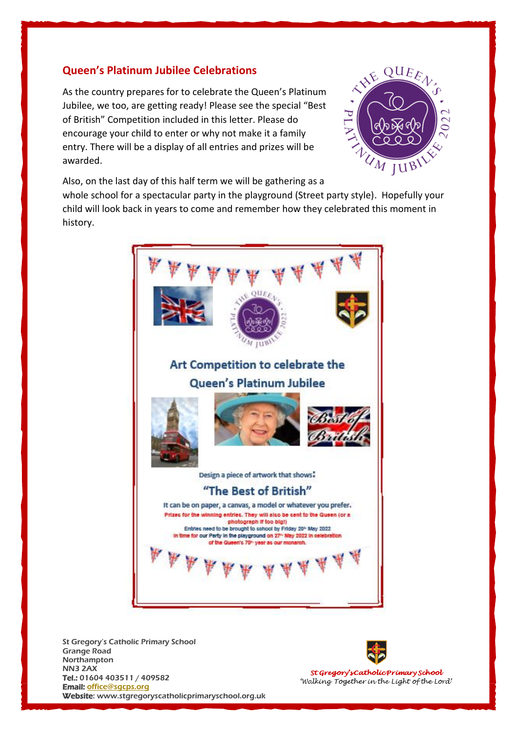## Queen's Platinum Jubilee Celebrations

As the country prepares for to celebrate the Queen's Platinum Jubilee, we too, are getting ready! Please see the special "Best of British" Competition included in this letter. Please do encourage your child to enter or why not make it a family entry. There will be a display of all entries and prizes will be awarded.

Also, on the last day of this half term we will be gathering as a whole school for a spectacular party in the playground (Street party style). Hopefully your child will look back in years to come and remember how they celebrated this moment in history.

### Art Competition to celebrate the Queen's Platinum Jubilee

Design a piece of artwork that shows:

**"The Best of British"**

It can be on paper, a canvas, a model or whatever you prefer.

Prizes for the winning entries. They will also be sent to the Queen (or a photograph if too big!)

Entries need to be brought to school by Friday 20th May 2022 in time for our Party in the playground on 27th May 2022 in celebration of the Queen's 70th year as our monarch.

St Gregory's Catholic Primary School
Grange Road
Northampton
NN3 2AX
**Tel.:** 01604 403511 / 409582
**Email:** office@sgcps.org
**Website:** www.stgregoryscatholicprimaryschool.org.uk

*St Gregory's Catholic Primary School*
*'Walking Together in the Light of the Lord'*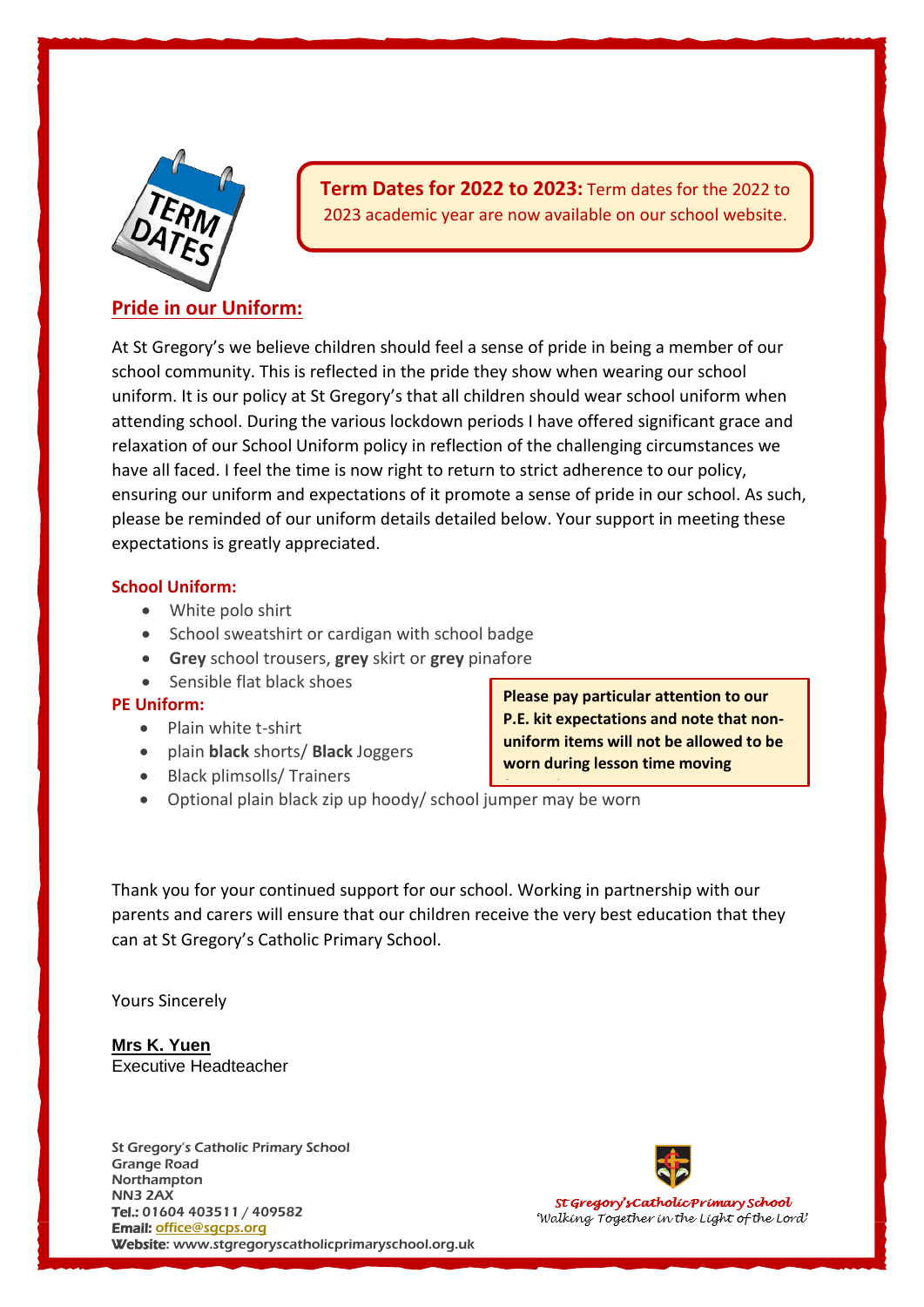**Term Dates for 2022 to 2023:** Term dates for the 2022 to 2023 academic year are now available on our school website.

## Pride in our Uniform:

At St Gregory's we believe children should feel a sense of pride in being a member of our school community. This is reflected in the pride they show when wearing our school uniform. It is our policy at St Gregory's that all children should wear school uniform when attending school. During the various lockdown periods I have offered significant grace and relaxation of our School Uniform policy in reflection of the challenging circumstances we have all faced. I feel the time is now right to return to strict adherence to our policy, ensuring our uniform and expectations of it promote a sense of pride in our school. As such, please be reminded of our uniform details detailed below. Your support in meeting these expectations is greatly appreciated.

### School Uniform:

- White polo shirt
- School sweatshirt or cardigan with school badge
- **Grey** school trousers, **grey** skirt or **grey** pinafore
- Sensible flat black shoes

### PE Uniform:

- Plain white t-shirt
- plain **black** shorts/ **Black** Joggers
- Black plimsolls/ Trainers
- Optional plain black zip up hoody/ school jumper may be worn

**Please pay particular attention to our P.E. kit expectations and note that non-uniform items will not be allowed to be worn during lesson time moving**

Thank you for your continued support for our school. Working in partnership with our parents and carers will ensure that our children receive the very best education that they can at St Gregory's Catholic Primary School.

Yours Sincerely

**Mrs K. Yuen**
Executive Headteacher

St Gregory's Catholic Primary School
Grange Road
Northampton
NN3 2AX
**Tel.:** 01604 403511 / 409582
**Email:** office@sgcps.org
**Website**: www.stgregoryscatholicprimaryschool.org.uk

*St Gregory's Catholic Primary School*
*'Walking Together in the Light of the Lord'*